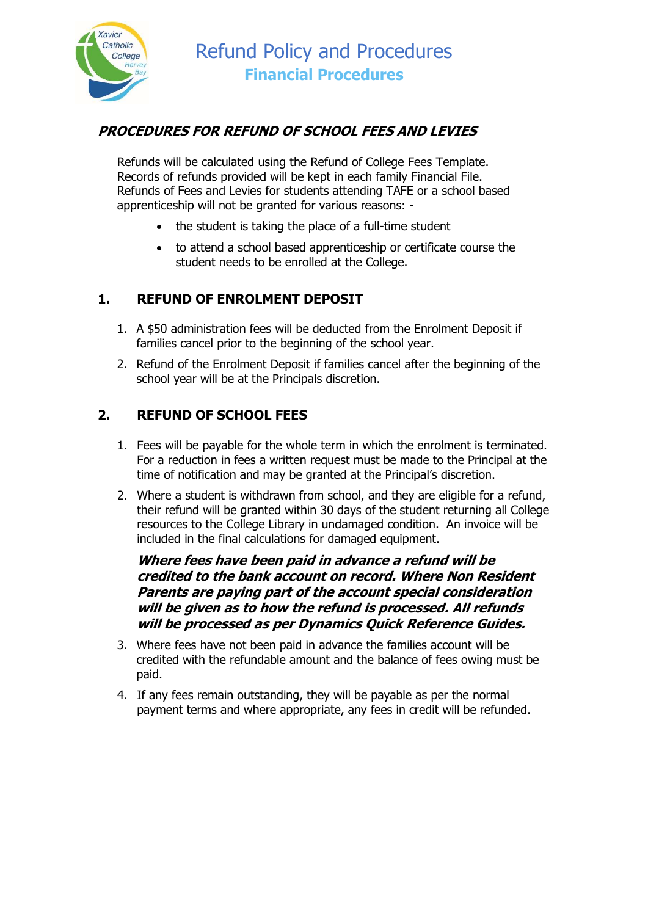# Refund Policy and Procedures

## Financial Procedures

### ***PROCEDURES FOR REFUND OF SCHOOL FEES AND LEVIES***

Refunds will be calculated using the Refund of College Fees Template.
Records of refunds provided will be kept in each family Financial File.
Refunds of Fees and Levies for students attending TAFE or a school based apprenticeship will not be granted for various reasons: -

- the student is taking the place of a full-time student
- to attend a school based apprenticeship or certificate course the student needs to be enrolled at the College.

### 1. REFUND OF ENROLMENT DEPOSIT

1. A $50 administration fees will be deducted from the Enrolment Deposit if families cancel prior to the beginning of the school year.
2. Refund of the Enrolment Deposit if families cancel after the beginning of the school year will be at the Principals discretion.

### 2. REFUND OF SCHOOL FEES

1. Fees will be payable for the whole term in which the enrolment is terminated. For a reduction in fees a written request must be made to the Principal at the time of notification and may be granted at the Principal's discretion.
2. Where a student is withdrawn from school, and they are eligible for a refund, their refund will be granted within 30 days of the student returning all College resources to the College Library in undamaged condition. An invoice will be included in the final calculations for damaged equipment.

   ***Where fees have been paid in advance a refund will be credited to the bank account on record. Where Non Resident Parents are paying part of the account special consideration will be given as to how the refund is processed. All refunds will be processed as per Dynamics Quick Reference Guides.***

3. Where fees have not been paid in advance the families account will be credited with the refundable amount and the balance of fees owing must be paid.
4. If any fees remain outstanding, they will be payable as per the normal payment terms and where appropriate, any fees in credit will be refunded.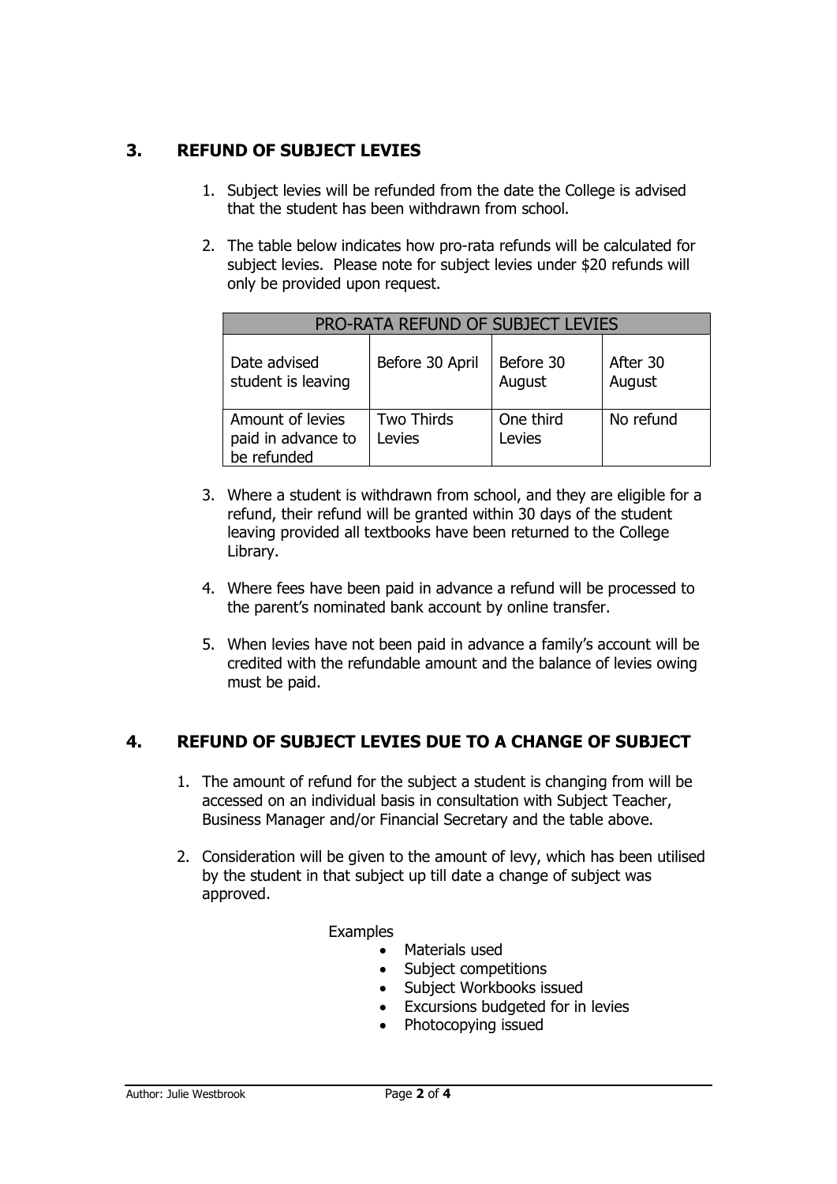## 3. REFUND OF SUBJECT LEVIES

1. Subject levies will be refunded from the date the College is advised that the student has been withdrawn from school.

2. The table below indicates how pro-rata refunds will be calculated for subject levies. Please note for subject levies under $20 refunds will only be provided upon request.

| PRO-RATA REFUND OF SUBJECT LEVIES | | | |
|---|---|---|---|
| Date advised student is leaving | Before 30 April | Before 30 August | After 30 August |
| Amount of levies paid in advance to be refunded | Two Thirds Levies | One third Levies | No refund |

3. Where a student is withdrawn from school, and they are eligible for a refund, their refund will be granted within 30 days of the student leaving provided all textbooks have been returned to the College Library.

4. Where fees have been paid in advance a refund will be processed to the parent's nominated bank account by online transfer.

5. When levies have not been paid in advance a family's account will be credited with the refundable amount and the balance of levies owing must be paid.

## 4. REFUND OF SUBJECT LEVIES DUE TO A CHANGE OF SUBJECT

1. The amount of refund for the subject a student is changing from will be accessed on an individual basis in consultation with Subject Teacher, Business Manager and/or Financial Secretary and the table above.

2. Consideration will be given to the amount of levy, which has been utilised by the student in that subject up till date a change of subject was approved.

   Examples

   - Materials used
   - Subject competitions
   - Subject Workbooks issued
   - Excursions budgeted for in levies
   - Photocopying issued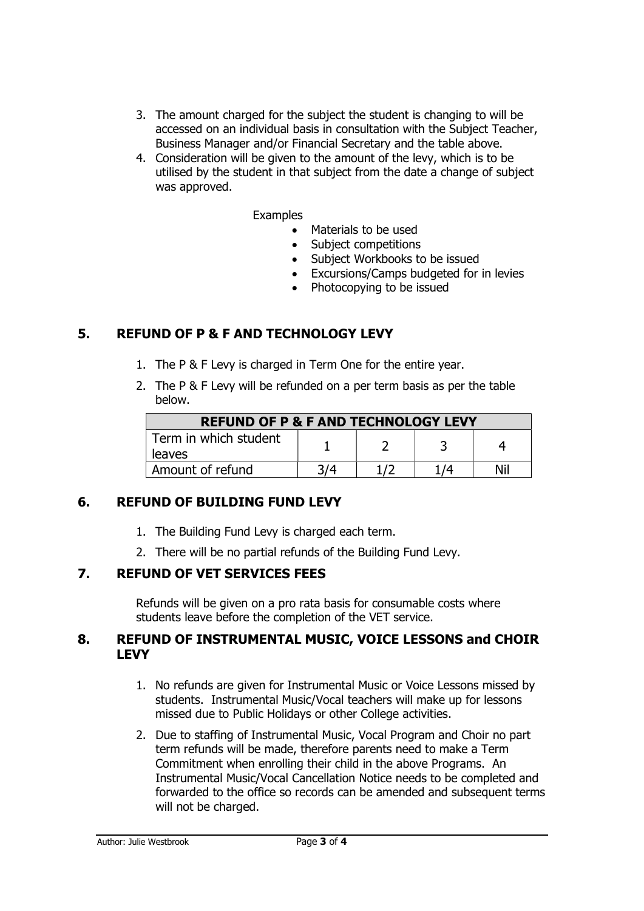3. The amount charged for the subject the student is changing to will be accessed on an individual basis in consultation with the Subject Teacher, Business Manager and/or Financial Secretary and the table above.
4. Consideration will be given to the amount of the levy, which is to be utilised by the student in that subject from the date a change of subject was approved.

Examples

- Materials to be used
- Subject competitions
- Subject Workbooks to be issued
- Excursions/Camps budgeted for in levies
- Photocopying to be issued

## 5. REFUND OF P & F AND TECHNOLOGY LEVY

1. The P & F Levy is charged in Term One for the entire year.
2. The P & F Levy will be refunded on a per term basis as per the table below.

| REFUND OF P & F AND TECHNOLOGY LEVY | | | | |
|---|---|---|---|---|
| Term in which student leaves | 1 | 2 | 3 | 4 |
| Amount of refund | 3/4 | 1/2 | 1/4 | Nil |

## 6. REFUND OF BUILDING FUND LEVY

1. The Building Fund Levy is charged each term.
2. There will be no partial refunds of the Building Fund Levy.

## 7. REFUND OF VET SERVICES FEES

Refunds will be given on a pro rata basis for consumable costs where students leave before the completion of the VET service.

## 8. REFUND OF INSTRUMENTAL MUSIC, VOICE LESSONS and CHOIR LEVY

1. No refunds are given for Instrumental Music or Voice Lessons missed by students. Instrumental Music/Vocal teachers will make up for lessons missed due to Public Holidays or other College activities.
2. Due to staffing of Instrumental Music, Vocal Program and Choir no part term refunds will be made, therefore parents need to make a Term Commitment when enrolling their child in the above Programs. An Instrumental Music/Vocal Cancellation Notice needs to be completed and forwarded to the office so records can be amended and subsequent terms will not be charged.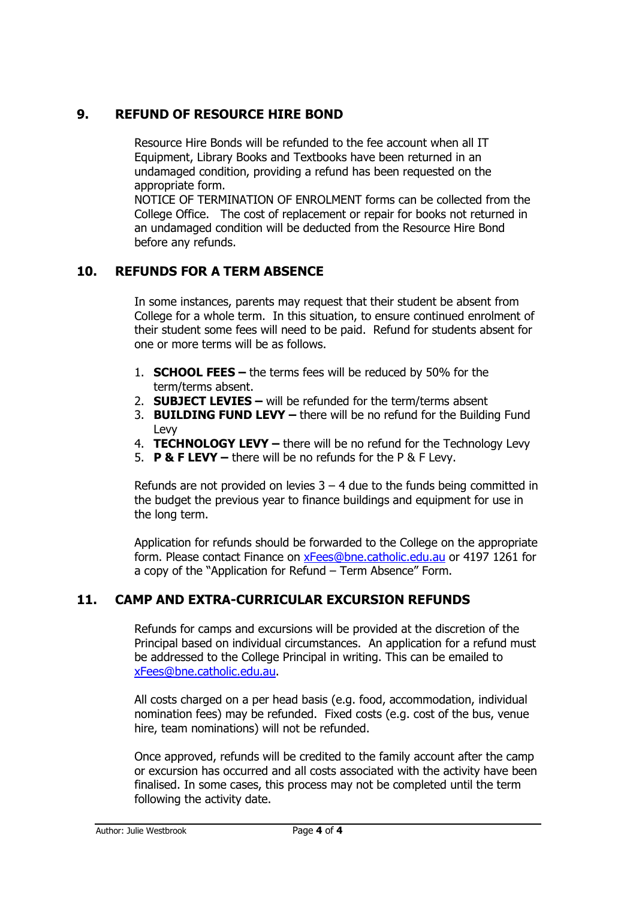## 9. REFUND OF RESOURCE HIRE BOND

Resource Hire Bonds will be refunded to the fee account when all IT Equipment, Library Books and Textbooks have been returned in an undamaged condition, providing a refund has been requested on the appropriate form.
NOTICE OF TERMINATION OF ENROLMENT forms can be collected from the College Office. The cost of replacement or repair for books not returned in an undamaged condition will be deducted from the Resource Hire Bond before any refunds.

## 10. REFUNDS FOR A TERM ABSENCE

In some instances, parents may request that their student be absent from College for a whole term. In this situation, to ensure continued enrolment of their student some fees will need to be paid. Refund for students absent for one or more terms will be as follows.

1. **SCHOOL FEES –** the terms fees will be reduced by 50% for the term/terms absent.
2. **SUBJECT LEVIES –** will be refunded for the term/terms absent
3. **BUILDING FUND LEVY –** there will be no refund for the Building Fund Levy
4. **TECHNOLOGY LEVY –** there will be no refund for the Technology Levy
5. **P & F LEVY –** there will be no refunds for the P & F Levy.

Refunds are not provided on levies 3 – 4 due to the funds being committed in the budget the previous year to finance buildings and equipment for use in the long term.

Application for refunds should be forwarded to the College on the appropriate form. Please contact Finance on xFees@bne.catholic.edu.au or 4197 1261 for a copy of the "Application for Refund – Term Absence" Form.

## 11. CAMP AND EXTRA-CURRICULAR EXCURSION REFUNDS

Refunds for camps and excursions will be provided at the discretion of the Principal based on individual circumstances. An application for a refund must be addressed to the College Principal in writing. This can be emailed to xFees@bne.catholic.edu.au.

All costs charged on a per head basis (e.g. food, accommodation, individual nomination fees) may be refunded. Fixed costs (e.g. cost of the bus, venue hire, team nominations) will not be refunded.

Once approved, refunds will be credited to the family account after the camp or excursion has occurred and all costs associated with the activity have been finalised. In some cases, this process may not be completed until the term following the activity date.